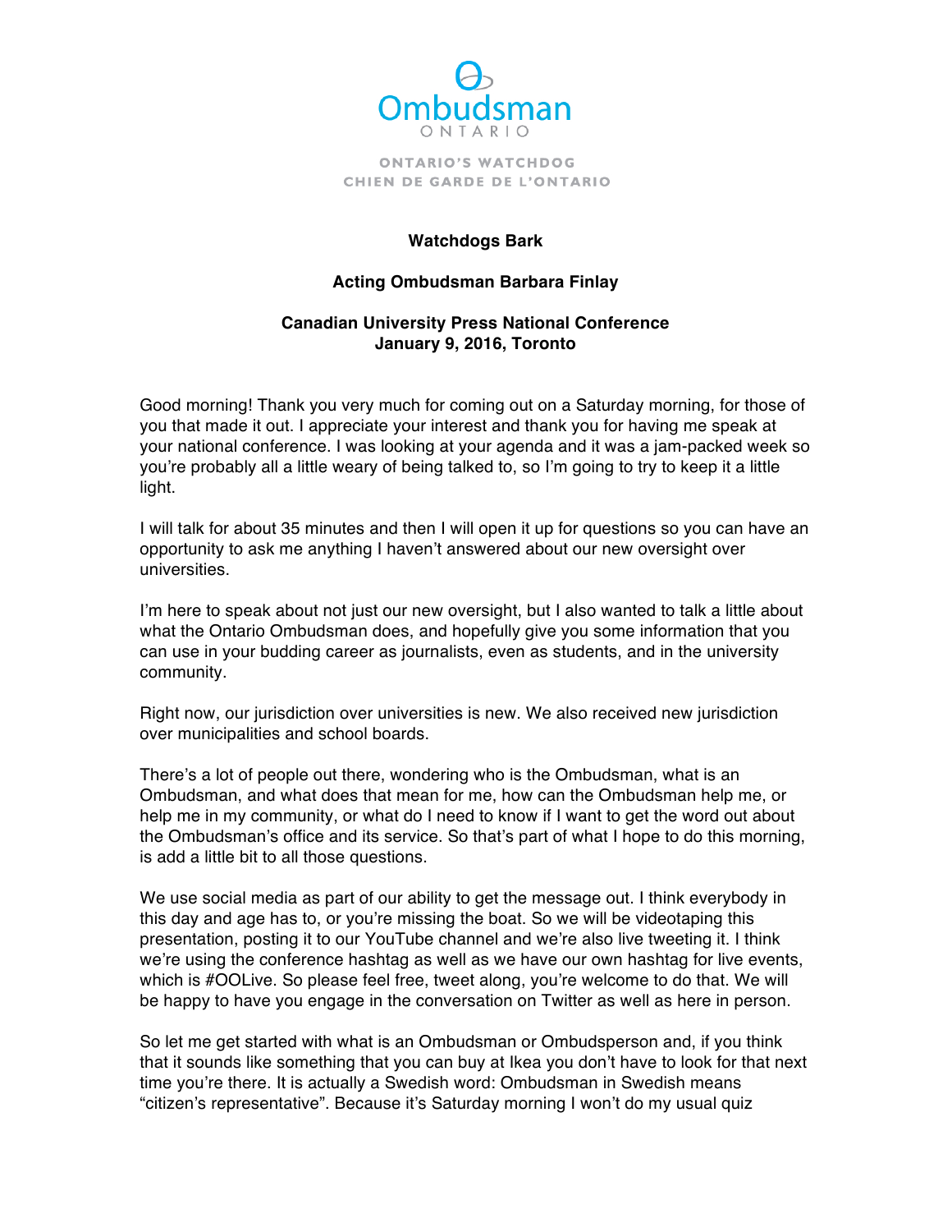Ombudsman ONTARIO

ONTARIO'S WATCHDOG
CHIEN DE GARDE DE L'ONTARIO

**Watchdogs Bark**

**Acting Ombudsman Barbara Finlay**

**Canadian University Press National Conference**
**January 9, 2016, Toronto**

Good morning! Thank you very much for coming out on a Saturday morning, for those of you that made it out. I appreciate your interest and thank you for having me speak at your national conference. I was looking at your agenda and it was a jam-packed week so you're probably all a little weary of being talked to, so I'm going to try to keep it a little light.

I will talk for about 35 minutes and then I will open it up for questions so you can have an opportunity to ask me anything I haven't answered about our new oversight over universities.

I'm here to speak about not just our new oversight, but I also wanted to talk a little about what the Ontario Ombudsman does, and hopefully give you some information that you can use in your budding career as journalists, even as students, and in the university community.

Right now, our jurisdiction over universities is new. We also received new jurisdiction over municipalities and school boards.

There's a lot of people out there, wondering who is the Ombudsman, what is an Ombudsman, and what does that mean for me, how can the Ombudsman help me, or help me in my community, or what do I need to know if I want to get the word out about the Ombudsman's office and its service. So that's part of what I hope to do this morning, is add a little bit to all those questions.

We use social media as part of our ability to get the message out. I think everybody in this day and age has to, or you're missing the boat. So we will be videotaping this presentation, posting it to our YouTube channel and we're also live tweeting it. I think we're using the conference hashtag as well as we have our own hashtag for live events, which is #OOLive. So please feel free, tweet along, you're welcome to do that. We will be happy to have you engage in the conversation on Twitter as well as here in person.

So let me get started with what is an Ombudsman or Ombudsperson and, if you think that it sounds like something that you can buy at Ikea you don't have to look for that next time you're there. It is actually a Swedish word: Ombudsman in Swedish means "citizen's representative". Because it's Saturday morning I won't do my usual quiz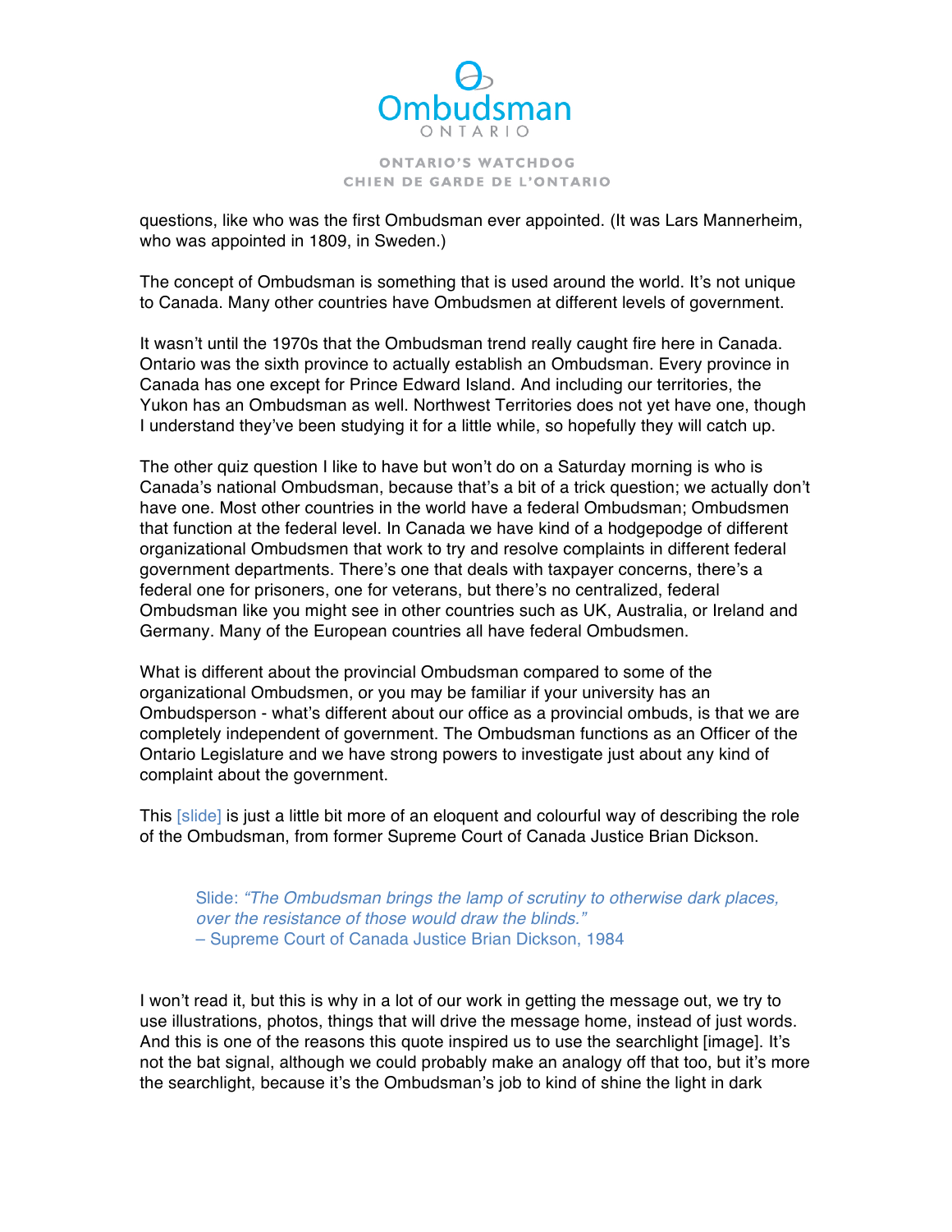questions, like who was the first Ombudsman ever appointed. (It was Lars Mannerheim, who was appointed in 1809, in Sweden.)

The concept of Ombudsman is something that is used around the world. It's not unique to Canada. Many other countries have Ombudsmen at different levels of government.

It wasn't until the 1970s that the Ombudsman trend really caught fire here in Canada. Ontario was the sixth province to actually establish an Ombudsman. Every province in Canada has one except for Prince Edward Island. And including our territories, the Yukon has an Ombudsman as well. Northwest Territories does not yet have one, though I understand they've been studying it for a little while, so hopefully they will catch up.

The other quiz question I like to have but won't do on a Saturday morning is who is Canada's national Ombudsman, because that's a bit of a trick question; we actually don't have one. Most other countries in the world have a federal Ombudsman; Ombudsmen that function at the federal level. In Canada we have kind of a hodgepodge of different organizational Ombudsmen that work to try and resolve complaints in different federal government departments. There's one that deals with taxpayer concerns, there's a federal one for prisoners, one for veterans, but there's no centralized, federal Ombudsman like you might see in other countries such as UK, Australia, or Ireland and Germany. Many of the European countries all have federal Ombudsmen.

What is different about the provincial Ombudsman compared to some of the organizational Ombudsmen, or you may be familiar if your university has an Ombudsperson - what's different about our office as a provincial ombuds, is that we are completely independent of government. The Ombudsman functions as an Officer of the Ontario Legislature and we have strong powers to investigate just about any kind of complaint about the government.

This [slide] is just a little bit more of an eloquent and colourful way of describing the role of the Ombudsman, from former Supreme Court of Canada Justice Brian Dickson.

> Slide: *"The Ombudsman brings the lamp of scrutiny to otherwise dark places, over the resistance of those would draw the blinds."*
> – Supreme Court of Canada Justice Brian Dickson, 1984

I won't read it, but this is why in a lot of our work in getting the message out, we try to use illustrations, photos, things that will drive the message home, instead of just words. And this is one of the reasons this quote inspired us to use the searchlight [image]. It's not the bat signal, although we could probably make an analogy off that too, but it's more the searchlight, because it's the Ombudsman's job to kind of shine the light in dark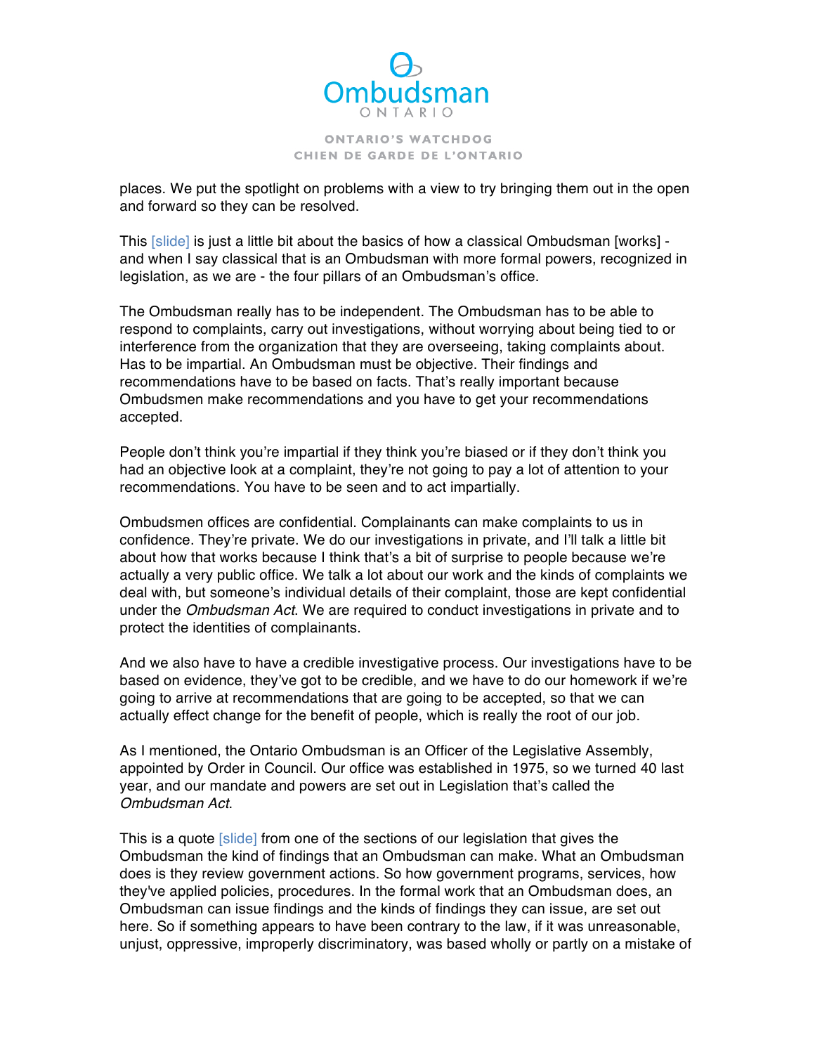places. We put the spotlight on problems with a view to try bringing them out in the open and forward so they can be resolved.

This [slide] is just a little bit about the basics of how a classical Ombudsman [works] - and when I say classical that is an Ombudsman with more formal powers, recognized in legislation, as we are - the four pillars of an Ombudsman's office.

The Ombudsman really has to be independent. The Ombudsman has to be able to respond to complaints, carry out investigations, without worrying about being tied to or interference from the organization that they are overseeing, taking complaints about. Has to be impartial. An Ombudsman must be objective. Their findings and recommendations have to be based on facts. That's really important because Ombudsmen make recommendations and you have to get your recommendations accepted.

People don't think you're impartial if they think you're biased or if they don't think you had an objective look at a complaint, they're not going to pay a lot of attention to your recommendations. You have to be seen and to act impartially.

Ombudsmen offices are confidential. Complainants can make complaints to us in confidence. They're private. We do our investigations in private, and I'll talk a little bit about how that works because I think that's a bit of surprise to people because we're actually a very public office. We talk a lot about our work and the kinds of complaints we deal with, but someone's individual details of their complaint, those are kept confidential under the *Ombudsman Act*. We are required to conduct investigations in private and to protect the identities of complainants.

And we also have to have a credible investigative process. Our investigations have to be based on evidence, they've got to be credible, and we have to do our homework if we're going to arrive at recommendations that are going to be accepted, so that we can actually effect change for the benefit of people, which is really the root of our job.

As I mentioned, the Ontario Ombudsman is an Officer of the Legislative Assembly, appointed by Order in Council. Our office was established in 1975, so we turned 40 last year, and our mandate and powers are set out in Legislation that's called the *Ombudsman Act*.

This is a quote [slide] from one of the sections of our legislation that gives the Ombudsman the kind of findings that an Ombudsman can make. What an Ombudsman does is they review government actions. So how government programs, services, how they've applied policies, procedures. In the formal work that an Ombudsman does, an Ombudsman can issue findings and the kinds of findings they can issue, are set out here. So if something appears to have been contrary to the law, if it was unreasonable, unjust, oppressive, improperly discriminatory, was based wholly or partly on a mistake of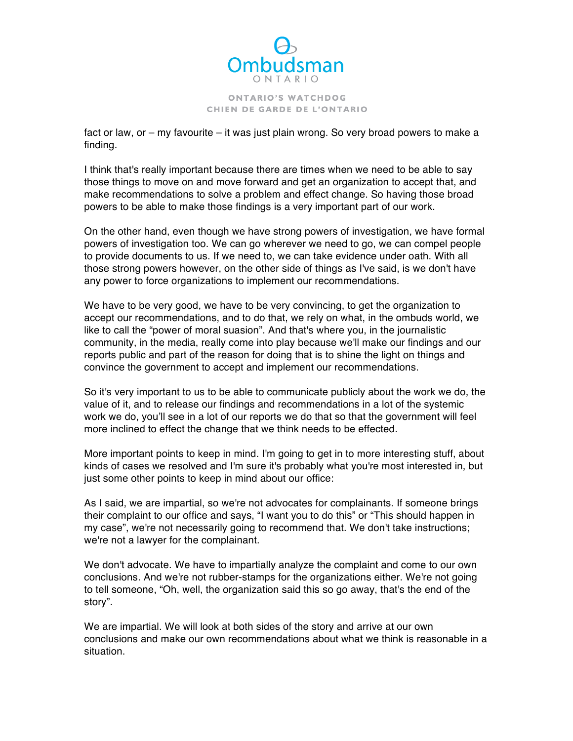fact or law, or – my favourite – it was just plain wrong. So very broad powers to make a finding.

I think that's really important because there are times when we need to be able to say those things to move on and move forward and get an organization to accept that, and make recommendations to solve a problem and effect change. So having those broad powers to be able to make those findings is a very important part of our work.

On the other hand, even though we have strong powers of investigation, we have formal powers of investigation too. We can go wherever we need to go, we can compel people to provide documents to us. If we need to, we can take evidence under oath. With all those strong powers however, on the other side of things as I've said, is we don't have any power to force organizations to implement our recommendations.

We have to be very good, we have to be very convincing, to get the organization to accept our recommendations, and to do that, we rely on what, in the ombuds world, we like to call the "power of moral suasion". And that's where you, in the journalistic community, in the media, really come into play because we'll make our findings and our reports public and part of the reason for doing that is to shine the light on things and convince the government to accept and implement our recommendations.

So it's very important to us to be able to communicate publicly about the work we do, the value of it, and to release our findings and recommendations in a lot of the systemic work we do, you'll see in a lot of our reports we do that so that the government will feel more inclined to effect the change that we think needs to be effected.

More important points to keep in mind. I'm going to get in to more interesting stuff, about kinds of cases we resolved and I'm sure it's probably what you're most interested in, but just some other points to keep in mind about our office:

As I said, we are impartial, so we're not advocates for complainants. If someone brings their complaint to our office and says, "I want you to do this" or "This should happen in my case", we're not necessarily going to recommend that. We don't take instructions; we're not a lawyer for the complainant.

We don't advocate. We have to impartially analyze the complaint and come to our own conclusions. And we're not rubber-stamps for the organizations either. We're not going to tell someone, "Oh, well, the organization said this so go away, that's the end of the story".

We are impartial. We will look at both sides of the story and arrive at our own conclusions and make our own recommendations about what we think is reasonable in a situation.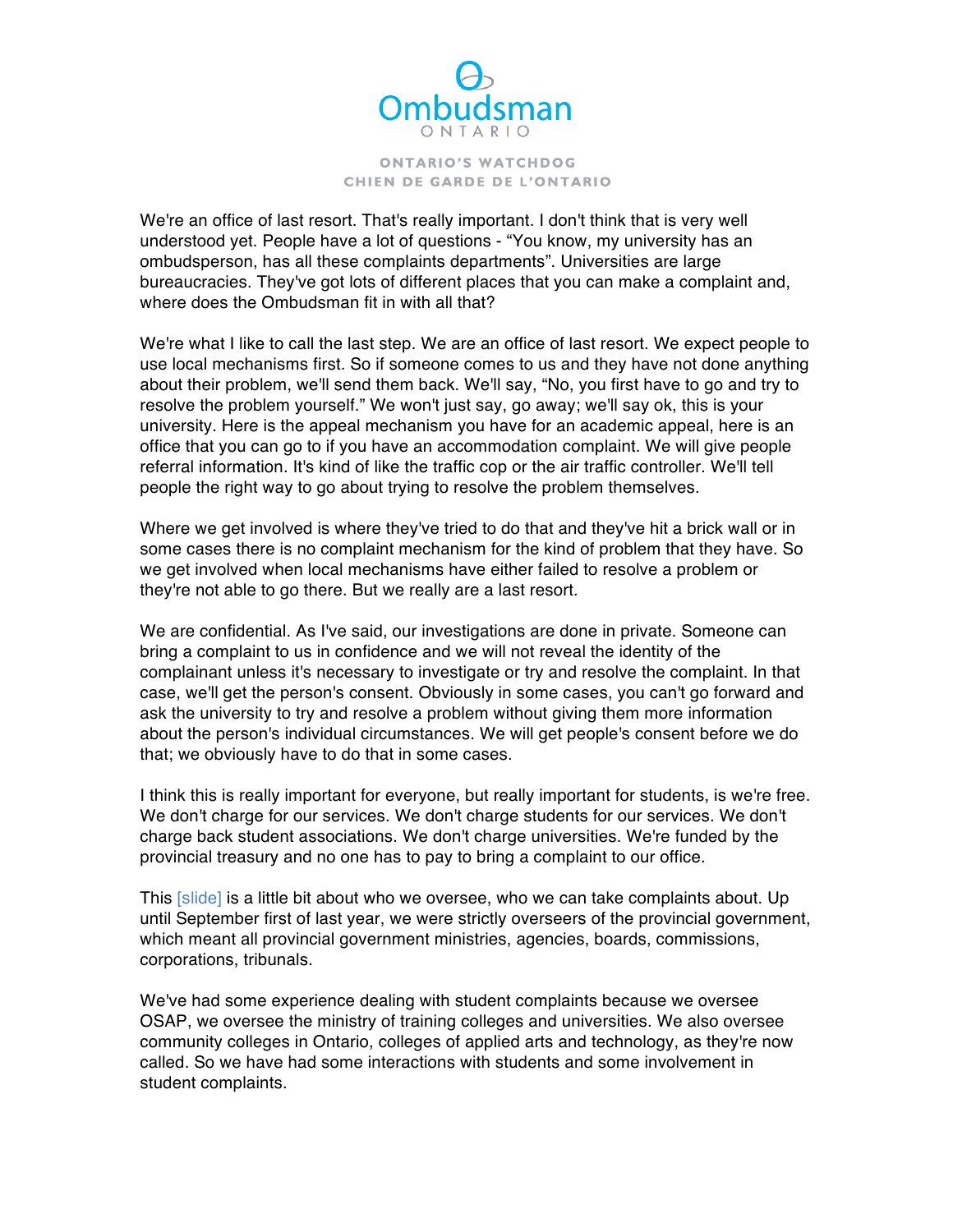We're an office of last resort. That's really important. I don't think that is very well understood yet. People have a lot of questions - "You know, my university has an ombudsperson, has all these complaints departments". Universities are large bureaucracies. They've got lots of different places that you can make a complaint and, where does the Ombudsman fit in with all that?

We're what I like to call the last step. We are an office of last resort. We expect people to use local mechanisms first. So if someone comes to us and they have not done anything about their problem, we'll send them back. We'll say, "No, you first have to go and try to resolve the problem yourself." We won't just say, go away; we'll say ok, this is your university. Here is the appeal mechanism you have for an academic appeal, here is an office that you can go to if you have an accommodation complaint. We will give people referral information. It's kind of like the traffic cop or the air traffic controller. We'll tell people the right way to go about trying to resolve the problem themselves.

Where we get involved is where they've tried to do that and they've hit a brick wall or in some cases there is no complaint mechanism for the kind of problem that they have. So we get involved when local mechanisms have either failed to resolve a problem or they're not able to go there. But we really are a last resort.

We are confidential. As I've said, our investigations are done in private. Someone can bring a complaint to us in confidence and we will not reveal the identity of the complainant unless it's necessary to investigate or try and resolve the complaint. In that case, we'll get the person's consent. Obviously in some cases, you can't go forward and ask the university to try and resolve a problem without giving them more information about the person's individual circumstances. We will get people's consent before we do that; we obviously have to do that in some cases.

I think this is really important for everyone, but really important for students, is we're free. We don't charge for our services. We don't charge students for our services. We don't charge back student associations. We don't charge universities. We're funded by the provincial treasury and no one has to pay to bring a complaint to our office.

This [slide] is a little bit about who we oversee, who we can take complaints about. Up until September first of last year, we were strictly overseers of the provincial government, which meant all provincial government ministries, agencies, boards, commissions, corporations, tribunals.

We've had some experience dealing with student complaints because we oversee OSAP, we oversee the ministry of training colleges and universities. We also oversee community colleges in Ontario, colleges of applied arts and technology, as they're now called. So we have had some interactions with students and some involvement in student complaints.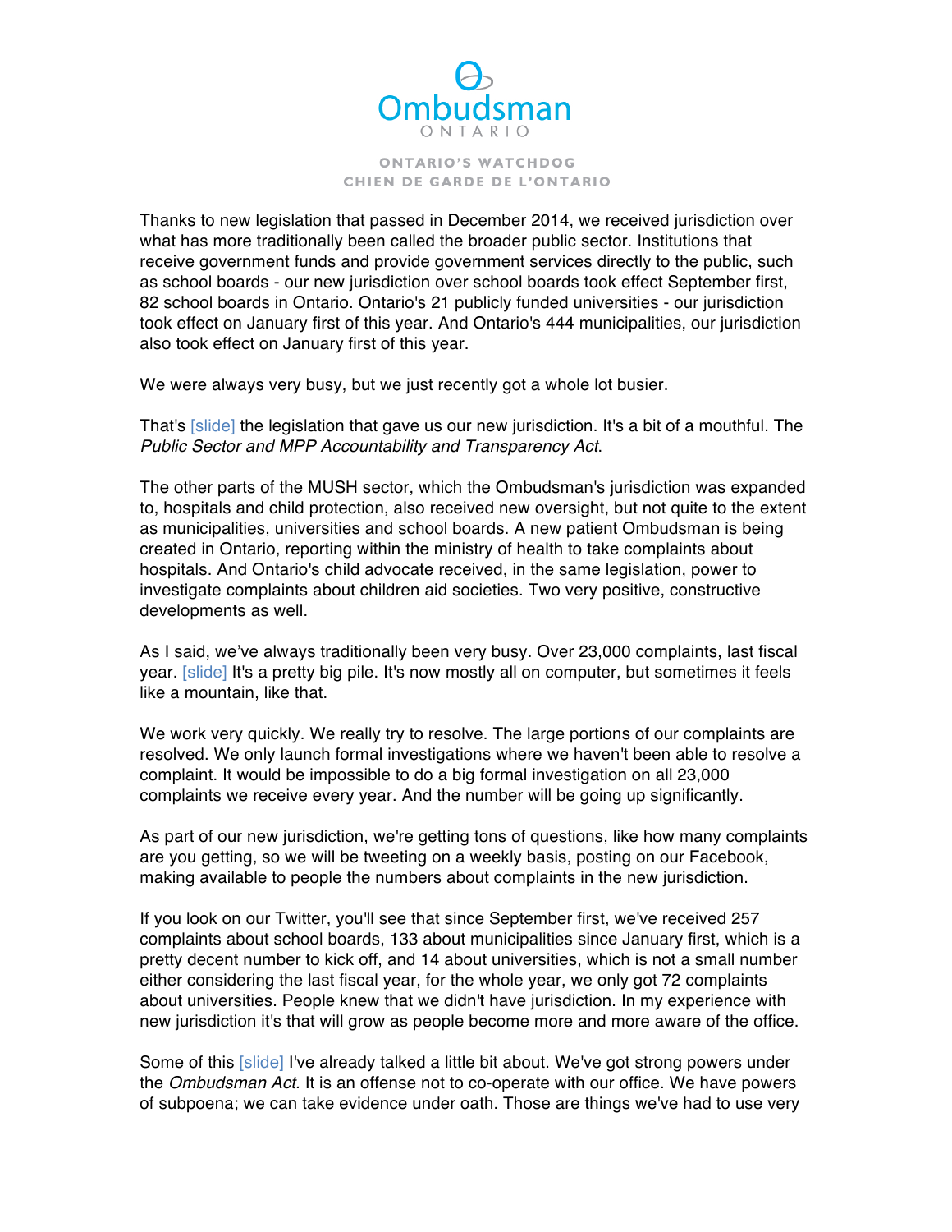Thanks to new legislation that passed in December 2014, we received jurisdiction over what has more traditionally been called the broader public sector. Institutions that receive government funds and provide government services directly to the public, such as school boards - our new jurisdiction over school boards took effect September first, 82 school boards in Ontario. Ontario's 21 publicly funded universities - our jurisdiction took effect on January first of this year. And Ontario's 444 municipalities, our jurisdiction also took effect on January first of this year.

We were always very busy, but we just recently got a whole lot busier.

That's [slide] the legislation that gave us our new jurisdiction. It's a bit of a mouthful. The *Public Sector and MPP Accountability and Transparency Act*.

The other parts of the MUSH sector, which the Ombudsman's jurisdiction was expanded to, hospitals and child protection, also received new oversight, but not quite to the extent as municipalities, universities and school boards. A new patient Ombudsman is being created in Ontario, reporting within the ministry of health to take complaints about hospitals. And Ontario's child advocate received, in the same legislation, power to investigate complaints about children aid societies. Two very positive, constructive developments as well.

As I said, we've always traditionally been very busy. Over 23,000 complaints, last fiscal year. [slide] It's a pretty big pile. It's now mostly all on computer, but sometimes it feels like a mountain, like that.

We work very quickly. We really try to resolve. The large portions of our complaints are resolved. We only launch formal investigations where we haven't been able to resolve a complaint. It would be impossible to do a big formal investigation on all 23,000 complaints we receive every year. And the number will be going up significantly.

As part of our new jurisdiction, we're getting tons of questions, like how many complaints are you getting, so we will be tweeting on a weekly basis, posting on our Facebook, making available to people the numbers about complaints in the new jurisdiction.

If you look on our Twitter, you'll see that since September first, we've received 257 complaints about school boards, 133 about municipalities since January first, which is a pretty decent number to kick off, and 14 about universities, which is not a small number either considering the last fiscal year, for the whole year, we only got 72 complaints about universities. People knew that we didn't have jurisdiction. In my experience with new jurisdiction it's that will grow as people become more and more aware of the office.

Some of this [slide] I've already talked a little bit about. We've got strong powers under the *Ombudsman Act*. It is an offense not to co-operate with our office. We have powers of subpoena; we can take evidence under oath. Those are things we've had to use very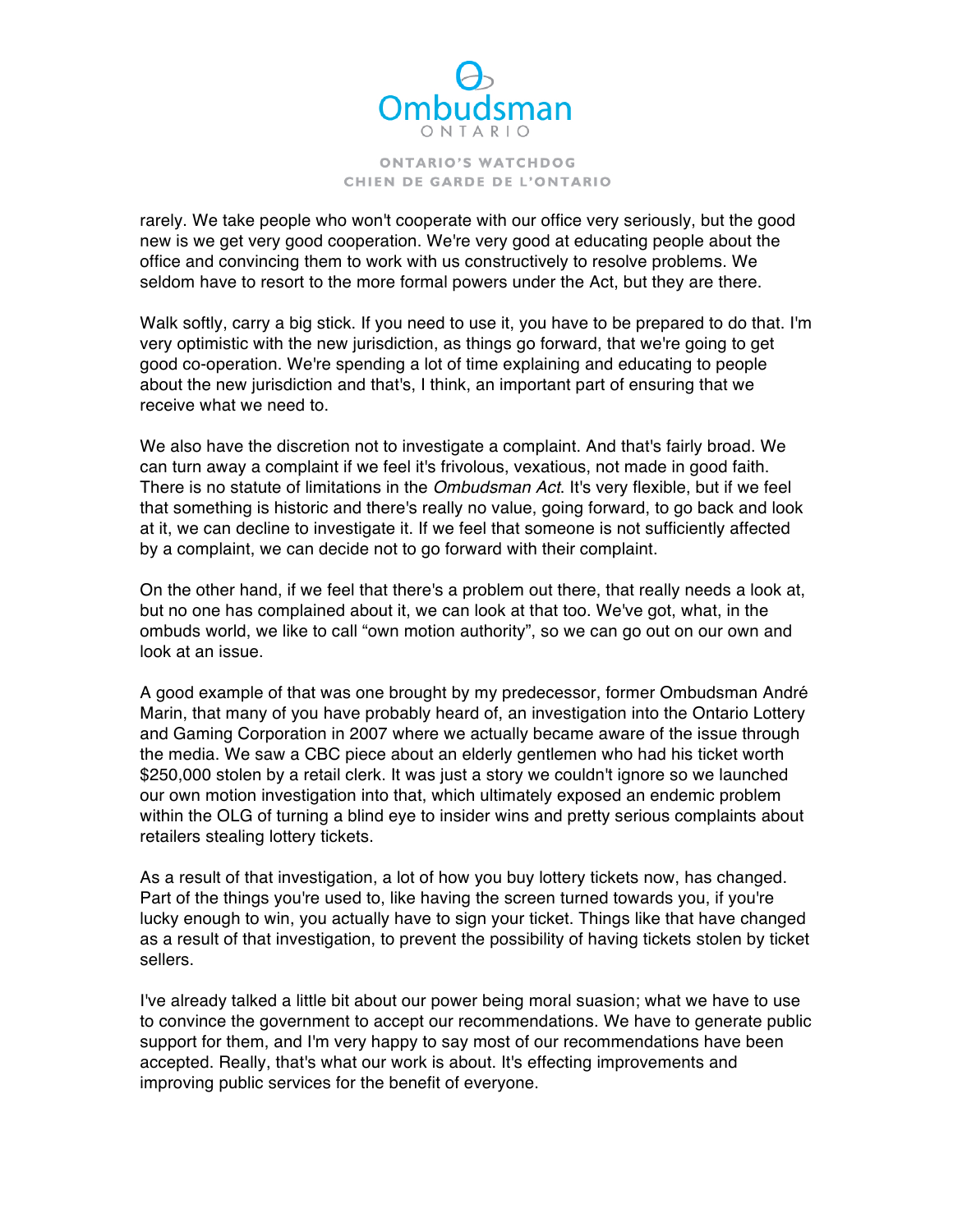rarely. We take people who won't cooperate with our office very seriously, but the good new is we get very good cooperation. We're very good at educating people about the office and convincing them to work with us constructively to resolve problems. We seldom have to resort to the more formal powers under the Act, but they are there.

Walk softly, carry a big stick. If you need to use it, you have to be prepared to do that. I'm very optimistic with the new jurisdiction, as things go forward, that we're going to get good co-operation. We're spending a lot of time explaining and educating to people about the new jurisdiction and that's, I think, an important part of ensuring that we receive what we need to.

We also have the discretion not to investigate a complaint. And that's fairly broad. We can turn away a complaint if we feel it's frivolous, vexatious, not made in good faith. There is no statute of limitations in the *Ombudsman Act*. It's very flexible, but if we feel that something is historic and there's really no value, going forward, to go back and look at it, we can decline to investigate it. If we feel that someone is not sufficiently affected by a complaint, we can decide not to go forward with their complaint.

On the other hand, if we feel that there's a problem out there, that really needs a look at, but no one has complained about it, we can look at that too. We've got, what, in the ombuds world, we like to call "own motion authority", so we can go out on our own and look at an issue.

A good example of that was one brought by my predecessor, former Ombudsman André Marin, that many of you have probably heard of, an investigation into the Ontario Lottery and Gaming Corporation in 2007 where we actually became aware of the issue through the media. We saw a CBC piece about an elderly gentlemen who had his ticket worth $250,000 stolen by a retail clerk. It was just a story we couldn't ignore so we launched our own motion investigation into that, which ultimately exposed an endemic problem within the OLG of turning a blind eye to insider wins and pretty serious complaints about retailers stealing lottery tickets.

As a result of that investigation, a lot of how you buy lottery tickets now, has changed. Part of the things you're used to, like having the screen turned towards you, if you're lucky enough to win, you actually have to sign your ticket. Things like that have changed as a result of that investigation, to prevent the possibility of having tickets stolen by ticket sellers.

I've already talked a little bit about our power being moral suasion; what we have to use to convince the government to accept our recommendations. We have to generate public support for them, and I'm very happy to say most of our recommendations have been accepted. Really, that's what our work is about. It's effecting improvements and improving public services for the benefit of everyone.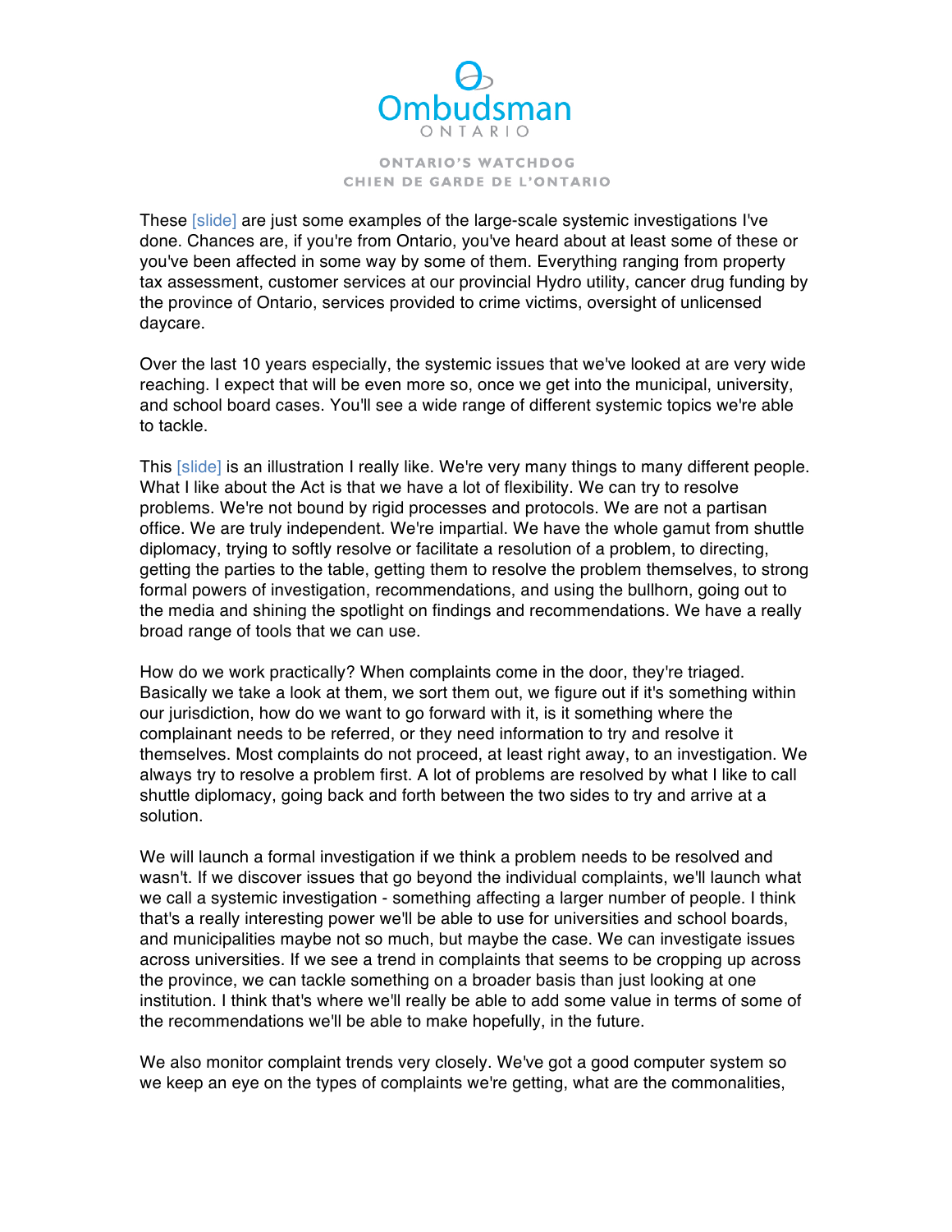These [slide] are just some examples of the large-scale systemic investigations I've done. Chances are, if you're from Ontario, you've heard about at least some of these or you've been affected in some way by some of them. Everything ranging from property tax assessment, customer services at our provincial Hydro utility, cancer drug funding by the province of Ontario, services provided to crime victims, oversight of unlicensed daycare.

Over the last 10 years especially, the systemic issues that we've looked at are very wide reaching. I expect that will be even more so, once we get into the municipal, university, and school board cases. You'll see a wide range of different systemic topics we're able to tackle.

This [slide] is an illustration I really like. We're very many things to many different people. What I like about the Act is that we have a lot of flexibility. We can try to resolve problems. We're not bound by rigid processes and protocols. We are not a partisan office. We are truly independent. We're impartial. We have the whole gamut from shuttle diplomacy, trying to softly resolve or facilitate a resolution of a problem, to directing, getting the parties to the table, getting them to resolve the problem themselves, to strong formal powers of investigation, recommendations, and using the bullhorn, going out to the media and shining the spotlight on findings and recommendations. We have a really broad range of tools that we can use.

How do we work practically? When complaints come in the door, they're triaged. Basically we take a look at them, we sort them out, we figure out if it's something within our jurisdiction, how do we want to go forward with it, is it something where the complainant needs to be referred, or they need information to try and resolve it themselves. Most complaints do not proceed, at least right away, to an investigation. We always try to resolve a problem first. A lot of problems are resolved by what I like to call shuttle diplomacy, going back and forth between the two sides to try and arrive at a solution.

We will launch a formal investigation if we think a problem needs to be resolved and wasn't. If we discover issues that go beyond the individual complaints, we'll launch what we call a systemic investigation - something affecting a larger number of people. I think that's a really interesting power we'll be able to use for universities and school boards, and municipalities maybe not so much, but maybe the case. We can investigate issues across universities. If we see a trend in complaints that seems to be cropping up across the province, we can tackle something on a broader basis than just looking at one institution. I think that's where we'll really be able to add some value in terms of some of the recommendations we'll be able to make hopefully, in the future.

We also monitor complaint trends very closely. We've got a good computer system so we keep an eye on the types of complaints we're getting, what are the commonalities,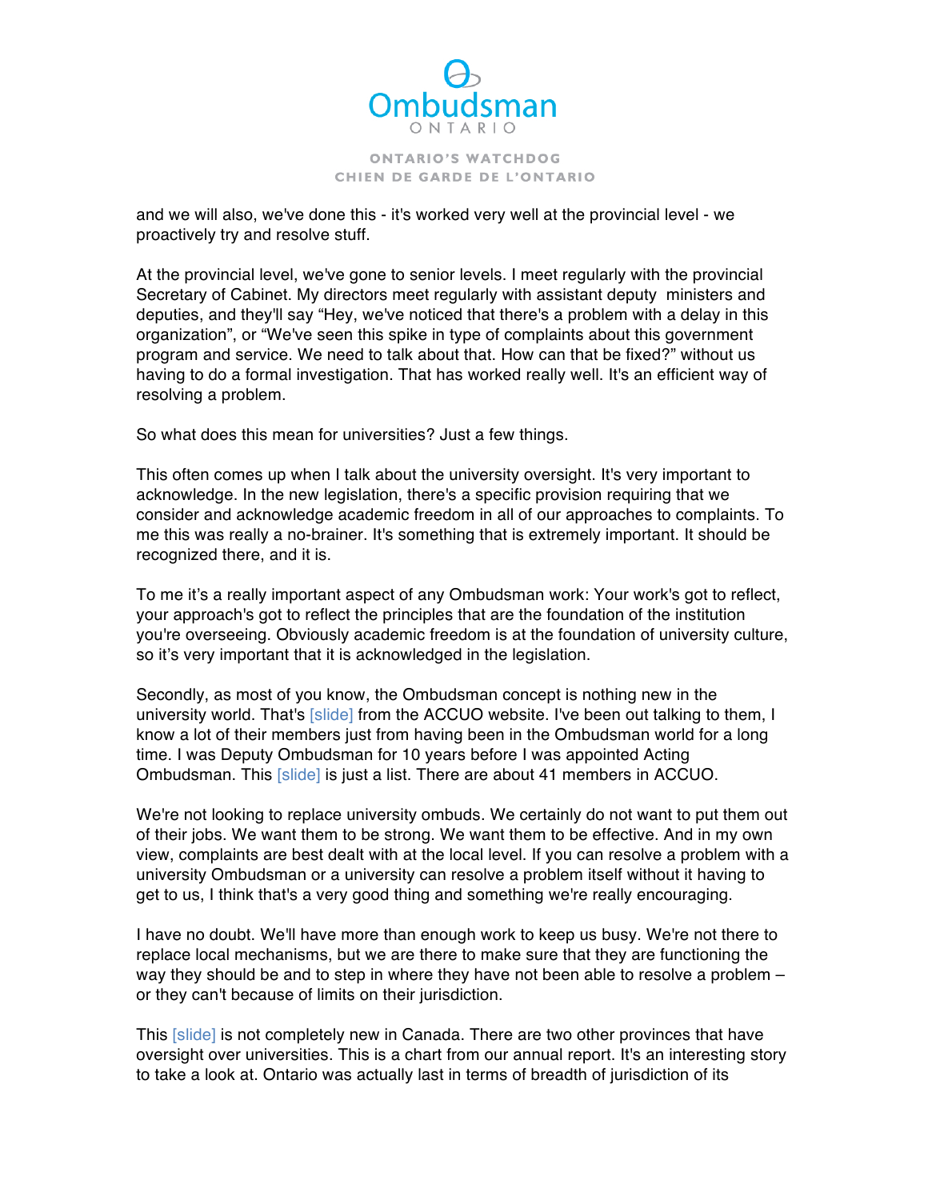and we will also, we've done this - it's worked very well at the provincial level - we proactively try and resolve stuff.

At the provincial level, we've gone to senior levels. I meet regularly with the provincial Secretary of Cabinet. My directors meet regularly with assistant deputy ministers and deputies, and they'll say "Hey, we've noticed that there's a problem with a delay in this organization", or "We've seen this spike in type of complaints about this government program and service. We need to talk about that. How can that be fixed?" without us having to do a formal investigation. That has worked really well. It's an efficient way of resolving a problem.

So what does this mean for universities? Just a few things.

This often comes up when I talk about the university oversight. It's very important to acknowledge. In the new legislation, there's a specific provision requiring that we consider and acknowledge academic freedom in all of our approaches to complaints. To me this was really a no-brainer. It's something that is extremely important. It should be recognized there, and it is.

To me it's a really important aspect of any Ombudsman work: Your work's got to reflect, your approach's got to reflect the principles that are the foundation of the institution you're overseeing. Obviously academic freedom is at the foundation of university culture, so it's very important that it is acknowledged in the legislation.

Secondly, as most of you know, the Ombudsman concept is nothing new in the university world. That's [slide] from the ACCUO website. I've been out talking to them, I know a lot of their members just from having been in the Ombudsman world for a long time. I was Deputy Ombudsman for 10 years before I was appointed Acting Ombudsman. This [slide] is just a list. There are about 41 members in ACCUO.

We're not looking to replace university ombuds. We certainly do not want to put them out of their jobs. We want them to be strong. We want them to be effective. And in my own view, complaints are best dealt with at the local level. If you can resolve a problem with a university Ombudsman or a university can resolve a problem itself without it having to get to us, I think that's a very good thing and something we're really encouraging.

I have no doubt. We'll have more than enough work to keep us busy. We're not there to replace local mechanisms, but we are there to make sure that they are functioning the way they should be and to step in where they have not been able to resolve a problem – or they can't because of limits on their jurisdiction.

This [slide] is not completely new in Canada. There are two other provinces that have oversight over universities. This is a chart from our annual report. It's an interesting story to take a look at. Ontario was actually last in terms of breadth of jurisdiction of its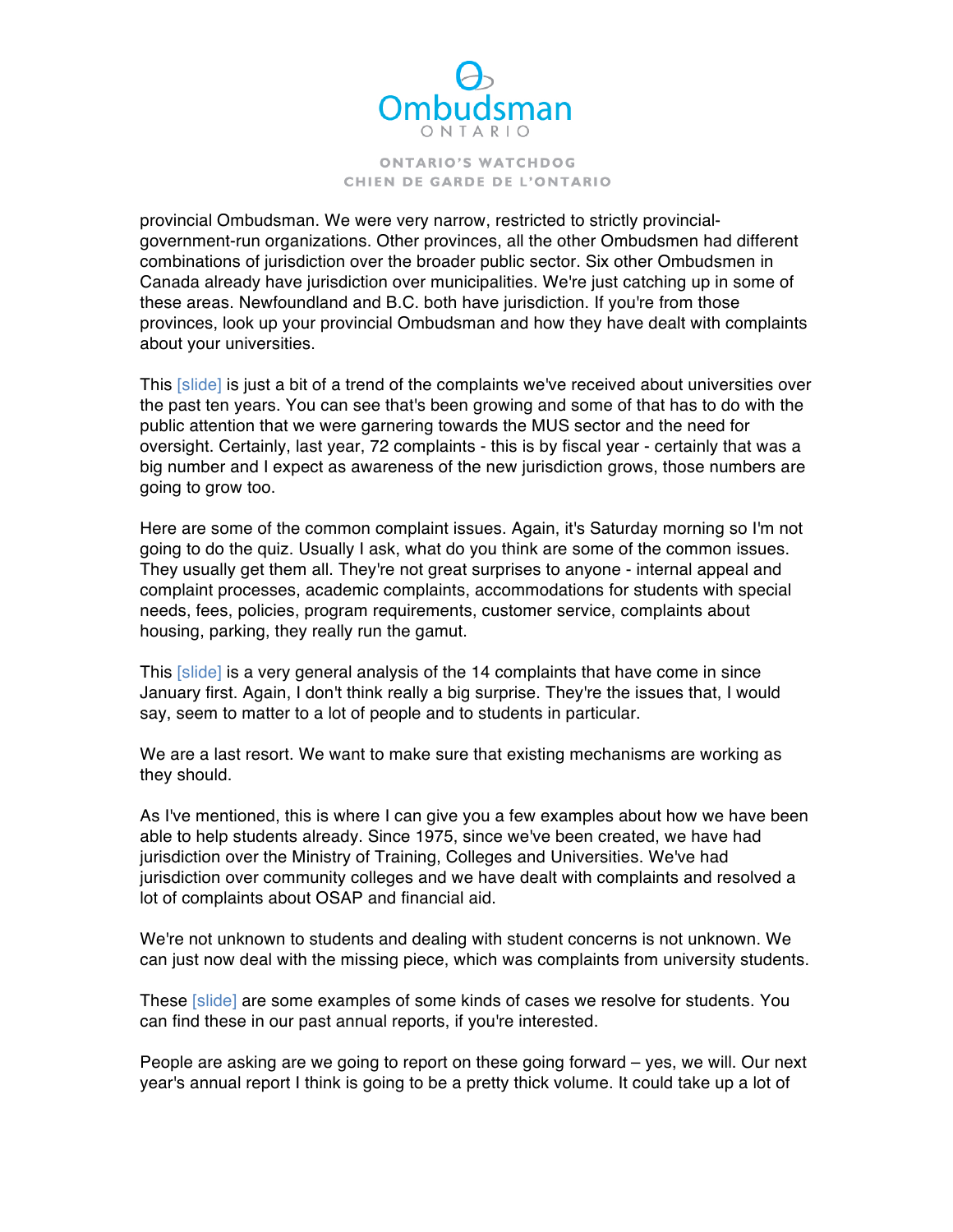provincial Ombudsman. We were very narrow, restricted to strictly provincial-government-run organizations. Other provinces, all the other Ombudsmen had different combinations of jurisdiction over the broader public sector. Six other Ombudsmen in Canada already have jurisdiction over municipalities. We're just catching up in some of these areas. Newfoundland and B.C. both have jurisdiction. If you're from those provinces, look up your provincial Ombudsman and how they have dealt with complaints about your universities.

This [slide] is just a bit of a trend of the complaints we've received about universities over the past ten years. You can see that's been growing and some of that has to do with the public attention that we were garnering towards the MUS sector and the need for oversight. Certainly, last year, 72 complaints - this is by fiscal year - certainly that was a big number and I expect as awareness of the new jurisdiction grows, those numbers are going to grow too.

Here are some of the common complaint issues. Again, it's Saturday morning so I'm not going to do the quiz. Usually I ask, what do you think are some of the common issues. They usually get them all. They're not great surprises to anyone - internal appeal and complaint processes, academic complaints, accommodations for students with special needs, fees, policies, program requirements, customer service, complaints about housing, parking, they really run the gamut.

This [slide] is a very general analysis of the 14 complaints that have come in since January first. Again, I don't think really a big surprise. They're the issues that, I would say, seem to matter to a lot of people and to students in particular.

We are a last resort. We want to make sure that existing mechanisms are working as they should.

As I've mentioned, this is where I can give you a few examples about how we have been able to help students already. Since 1975, since we've been created, we have had jurisdiction over the Ministry of Training, Colleges and Universities. We've had jurisdiction over community colleges and we have dealt with complaints and resolved a lot of complaints about OSAP and financial aid.

We're not unknown to students and dealing with student concerns is not unknown. We can just now deal with the missing piece, which was complaints from university students.

These [slide] are some examples of some kinds of cases we resolve for students. You can find these in our past annual reports, if you're interested.

People are asking are we going to report on these going forward – yes, we will. Our next year's annual report I think is going to be a pretty thick volume. It could take up a lot of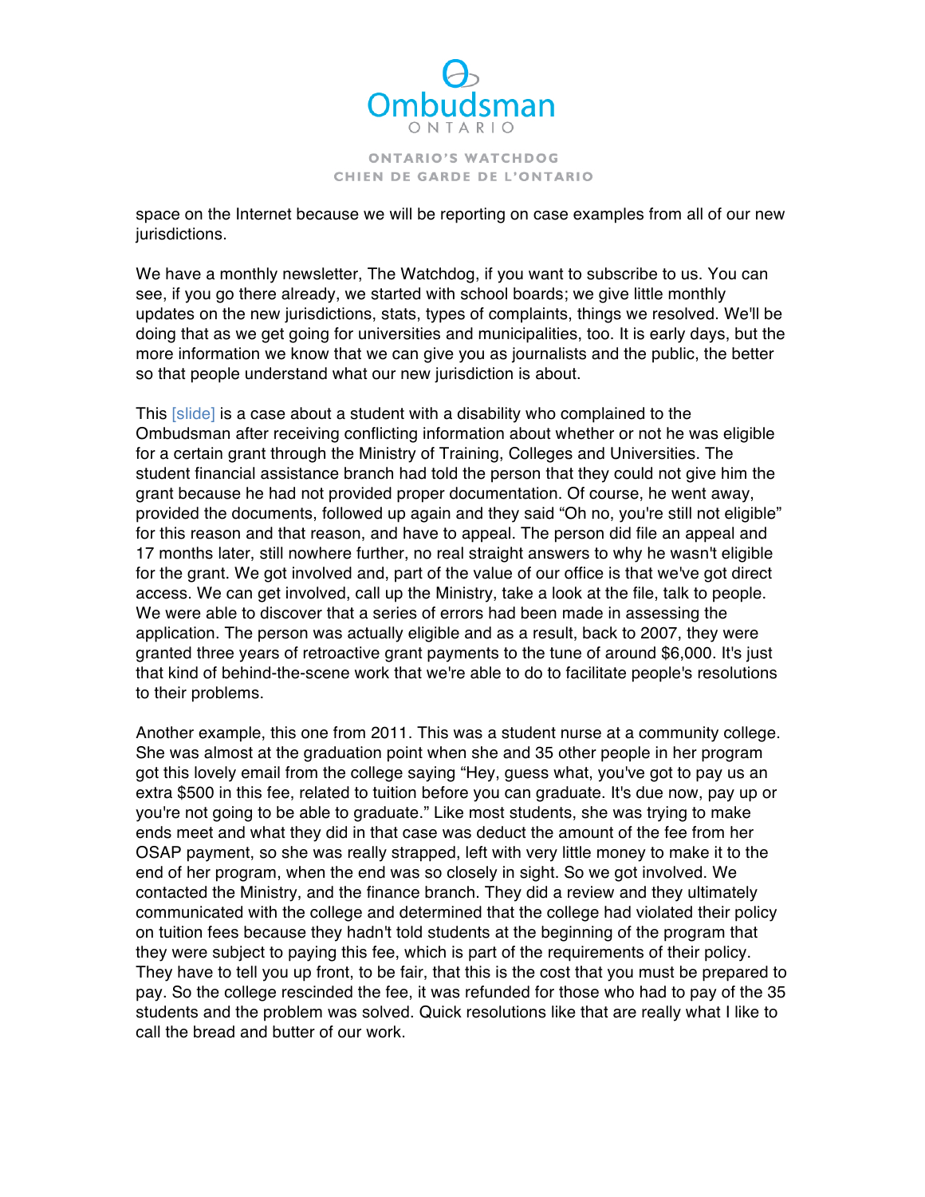space on the Internet because we will be reporting on case examples from all of our new jurisdictions.

We have a monthly newsletter, The Watchdog, if you want to subscribe to us. You can see, if you go there already, we started with school boards; we give little monthly updates on the new jurisdictions, stats, types of complaints, things we resolved. We'll be doing that as we get going for universities and municipalities, too. It is early days, but the more information we know that we can give you as journalists and the public, the better so that people understand what our new jurisdiction is about.

This [slide] is a case about a student with a disability who complained to the Ombudsman after receiving conflicting information about whether or not he was eligible for a certain grant through the Ministry of Training, Colleges and Universities. The student financial assistance branch had told the person that they could not give him the grant because he had not provided proper documentation. Of course, he went away, provided the documents, followed up again and they said "Oh no, you're still not eligible" for this reason and that reason, and have to appeal. The person did file an appeal and 17 months later, still nowhere further, no real straight answers to why he wasn't eligible for the grant. We got involved and, part of the value of our office is that we've got direct access. We can get involved, call up the Ministry, take a look at the file, talk to people. We were able to discover that a series of errors had been made in assessing the application. The person was actually eligible and as a result, back to 2007, they were granted three years of retroactive grant payments to the tune of around $6,000. It's just that kind of behind-the-scene work that we're able to do to facilitate people's resolutions to their problems.

Another example, this one from 2011. This was a student nurse at a community college. She was almost at the graduation point when she and 35 other people in her program got this lovely email from the college saying "Hey, guess what, you've got to pay us an extra $500 in this fee, related to tuition before you can graduate. It's due now, pay up or you're not going to be able to graduate." Like most students, she was trying to make ends meet and what they did in that case was deduct the amount of the fee from her OSAP payment, so she was really strapped, left with very little money to make it to the end of her program, when the end was so closely in sight. So we got involved. We contacted the Ministry, and the finance branch. They did a review and they ultimately communicated with the college and determined that the college had violated their policy on tuition fees because they hadn't told students at the beginning of the program that they were subject to paying this fee, which is part of the requirements of their policy. They have to tell you up front, to be fair, that this is the cost that you must be prepared to pay. So the college rescinded the fee, it was refunded for those who had to pay of the 35 students and the problem was solved. Quick resolutions like that are really what I like to call the bread and butter of our work.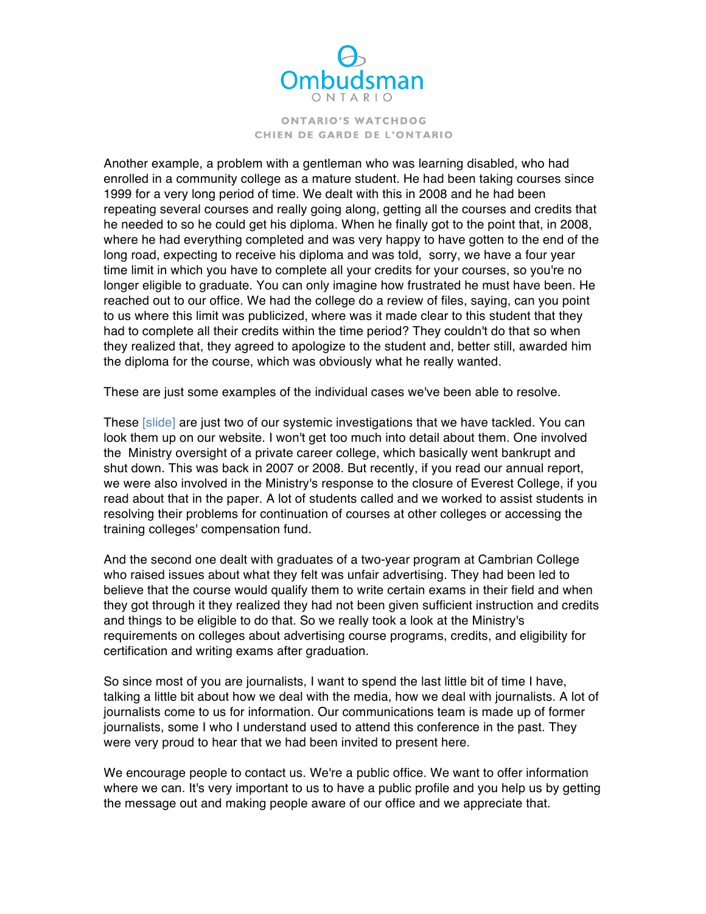Another example, a problem with a gentleman who was learning disabled, who had enrolled in a community college as a mature student. He had been taking courses since 1999 for a very long period of time. We dealt with this in 2008 and he had been repeating several courses and really going along, getting all the courses and credits that he needed to so he could get his diploma. When he finally got to the point that, in 2008, where he had everything completed and was very happy to have gotten to the end of the long road, expecting to receive his diploma and was told, sorry, we have a four year time limit in which you have to complete all your credits for your courses, so you're no longer eligible to graduate. You can only imagine how frustrated he must have been. He reached out to our office. We had the college do a review of files, saying, can you point to us where this limit was publicized, where was it made clear to this student that they had to complete all their credits within the time period? They couldn't do that so when they realized that, they agreed to apologize to the student and, better still, awarded him the diploma for the course, which was obviously what he really wanted.

These are just some examples of the individual cases we've been able to resolve.

These [slide] are just two of our systemic investigations that we have tackled. You can look them up on our website. I won't get too much into detail about them. One involved the Ministry oversight of a private career college, which basically went bankrupt and shut down. This was back in 2007 or 2008. But recently, if you read our annual report, we were also involved in the Ministry's response to the closure of Everest College, if you read about that in the paper. A lot of students called and we worked to assist students in resolving their problems for continuation of courses at other colleges or accessing the training colleges' compensation fund.

And the second one dealt with graduates of a two-year program at Cambrian College who raised issues about what they felt was unfair advertising. They had been led to believe that the course would qualify them to write certain exams in their field and when they got through it they realized they had not been given sufficient instruction and credits and things to be eligible to do that. So we really took a look at the Ministry's requirements on colleges about advertising course programs, credits, and eligibility for certification and writing exams after graduation.

So since most of you are journalists, I want to spend the last little bit of time I have, talking a little bit about how we deal with the media, how we deal with journalists. A lot of journalists come to us for information. Our communications team is made up of former journalists, some I who I understand used to attend this conference in the past. They were very proud to hear that we had been invited to present here.

We encourage people to contact us. We're a public office. We want to offer information where we can. It's very important to us to have a public profile and you help us by getting the message out and making people aware of our office and we appreciate that.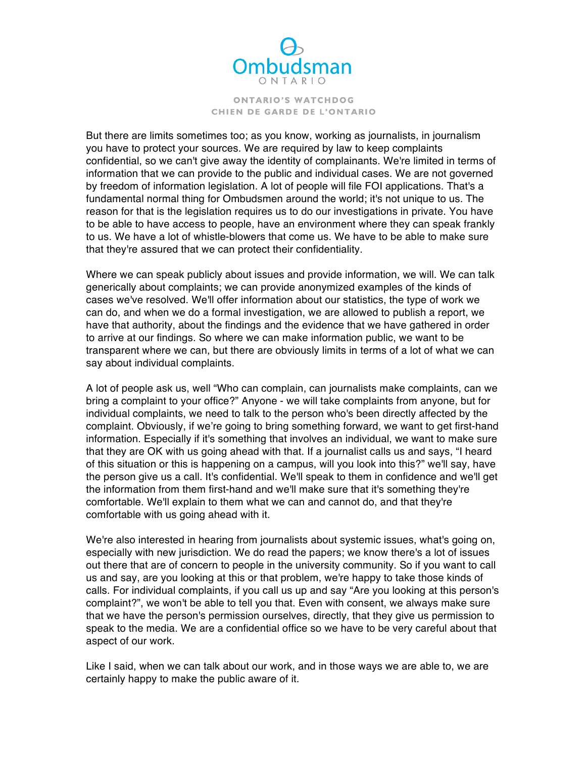But there are limits sometimes too; as you know, working as journalists, in journalism you have to protect your sources. We are required by law to keep complaints confidential, so we can't give away the identity of complainants. We're limited in terms of information that we can provide to the public and individual cases. We are not governed by freedom of information legislation. A lot of people will file FOI applications. That's a fundamental normal thing for Ombudsmen around the world; it's not unique to us. The reason for that is the legislation requires us to do our investigations in private. You have to be able to have access to people, have an environment where they can speak frankly to us. We have a lot of whistle-blowers that come us. We have to be able to make sure that they're assured that we can protect their confidentiality.

Where we can speak publicly about issues and provide information, we will. We can talk generically about complaints; we can provide anonymized examples of the kinds of cases we've resolved. We'll offer information about our statistics, the type of work we can do, and when we do a formal investigation, we are allowed to publish a report, we have that authority, about the findings and the evidence that we have gathered in order to arrive at our findings. So where we can make information public, we want to be transparent where we can, but there are obviously limits in terms of a lot of what we can say about individual complaints.

A lot of people ask us, well "Who can complain, can journalists make complaints, can we bring a complaint to your office?" Anyone - we will take complaints from anyone, but for individual complaints, we need to talk to the person who's been directly affected by the complaint. Obviously, if we're going to bring something forward, we want to get first-hand information. Especially if it's something that involves an individual, we want to make sure that they are OK with us going ahead with that. If a journalist calls us and says, "I heard of this situation or this is happening on a campus, will you look into this?" we'll say, have the person give us a call. It's confidential. We'll speak to them in confidence and we'll get the information from them first-hand and we'll make sure that it's something they're comfortable. We'll explain to them what we can and cannot do, and that they're comfortable with us going ahead with it.

We're also interested in hearing from journalists about systemic issues, what's going on, especially with new jurisdiction. We do read the papers; we know there's a lot of issues out there that are of concern to people in the university community. So if you want to call us and say, are you looking at this or that problem, we're happy to take those kinds of calls. For individual complaints, if you call us up and say "Are you looking at this person's complaint?", we won't be able to tell you that. Even with consent, we always make sure that we have the person's permission ourselves, directly, that they give us permission to speak to the media. We are a confidential office so we have to be very careful about that aspect of our work.

Like I said, when we can talk about our work, and in those ways we are able to, we are certainly happy to make the public aware of it.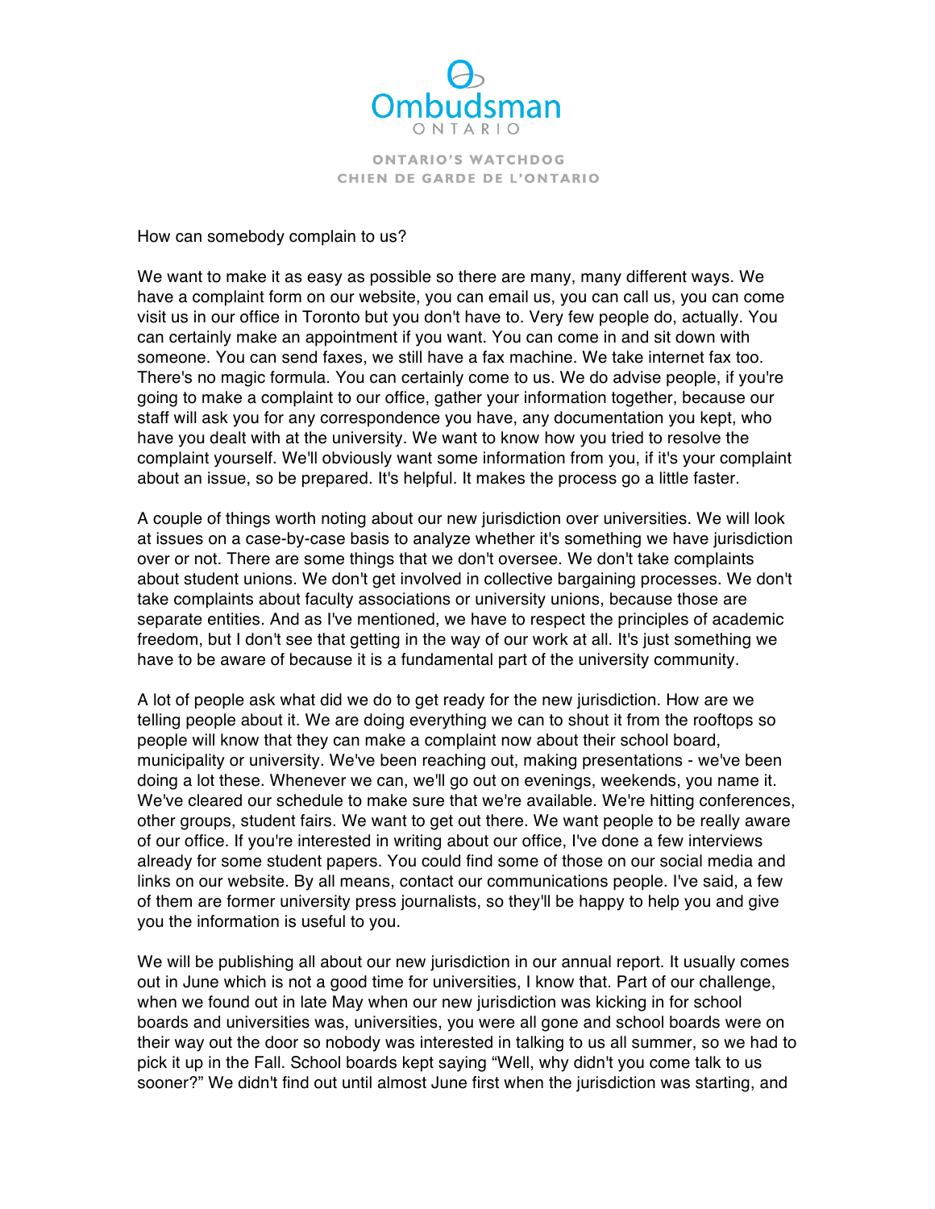How can somebody complain to us?

We want to make it as easy as possible so there are many, many different ways. We have a complaint form on our website, you can email us, you can call us, you can come visit us in our office in Toronto but you don't have to. Very few people do, actually. You can certainly make an appointment if you want. You can come in and sit down with someone. You can send faxes, we still have a fax machine. We take internet fax too. There's no magic formula. You can certainly come to us. We do advise people, if you're going to make a complaint to our office, gather your information together, because our staff will ask you for any correspondence you have, any documentation you kept, who have you dealt with at the university. We want to know how you tried to resolve the complaint yourself. We'll obviously want some information from you, if it's your complaint about an issue, so be prepared. It's helpful. It makes the process go a little faster.

A couple of things worth noting about our new jurisdiction over universities. We will look at issues on a case-by-case basis to analyze whether it's something we have jurisdiction over or not. There are some things that we don't oversee. We don't take complaints about student unions. We don't get involved in collective bargaining processes. We don't take complaints about faculty associations or university unions, because those are separate entities. And as I've mentioned, we have to respect the principles of academic freedom, but I don't see that getting in the way of our work at all. It's just something we have to be aware of because it is a fundamental part of the university community.

A lot of people ask what did we do to get ready for the new jurisdiction. How are we telling people about it. We are doing everything we can to shout it from the rooftops so people will know that they can make a complaint now about their school board, municipality or university. We've been reaching out, making presentations - we've been doing a lot these. Whenever we can, we'll go out on evenings, weekends, you name it. We've cleared our schedule to make sure that we're available. We're hitting conferences, other groups, student fairs. We want to get out there. We want people to be really aware of our office. If you're interested in writing about our office, I've done a few interviews already for some student papers. You could find some of those on our social media and links on our website. By all means, contact our communications people. I've said, a few of them are former university press journalists, so they'll be happy to help you and give you the information is useful to you.

We will be publishing all about our new jurisdiction in our annual report. It usually comes out in June which is not a good time for universities, I know that. Part of our challenge, when we found out in late May when our new jurisdiction was kicking in for school boards and universities was, universities, you were all gone and school boards were on their way out the door so nobody was interested in talking to us all summer, so we had to pick it up in the Fall. School boards kept saying "Well, why didn't you come talk to us sooner?" We didn't find out until almost June first when the jurisdiction was starting, and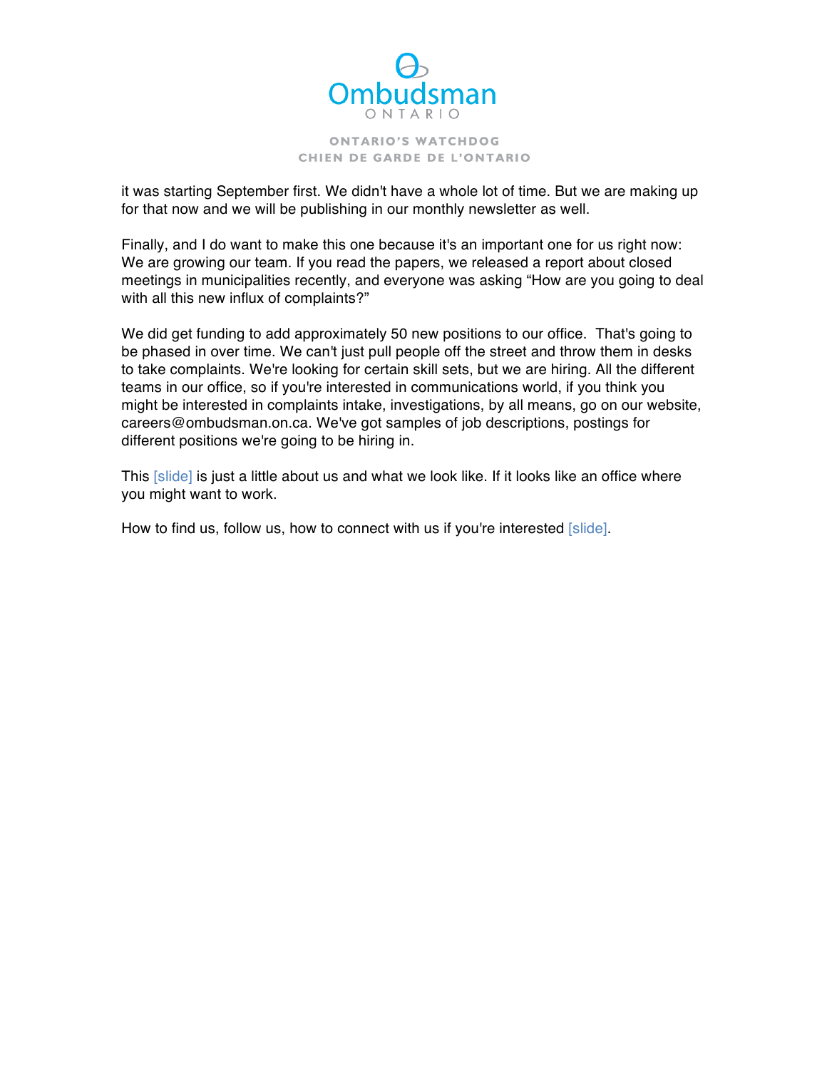it was starting September first. We didn't have a whole lot of time. But we are making up for that now and we will be publishing in our monthly newsletter as well.

Finally, and I do want to make this one because it's an important one for us right now: We are growing our team. If you read the papers, we released a report about closed meetings in municipalities recently, and everyone was asking "How are you going to deal with all this new influx of complaints?"

We did get funding to add approximately 50 new positions to our office. That's going to be phased in over time. We can't just pull people off the street and throw them in desks to take complaints. We're looking for certain skill sets, but we are hiring. All the different teams in our office, so if you're interested in communications world, if you think you might be interested in complaints intake, investigations, by all means, go on our website, careers@ombudsman.on.ca. We've got samples of job descriptions, postings for different positions we're going to be hiring in.

This [slide] is just a little about us and what we look like. If it looks like an office where you might want to work.

How to find us, follow us, how to connect with us if you're interested [slide].